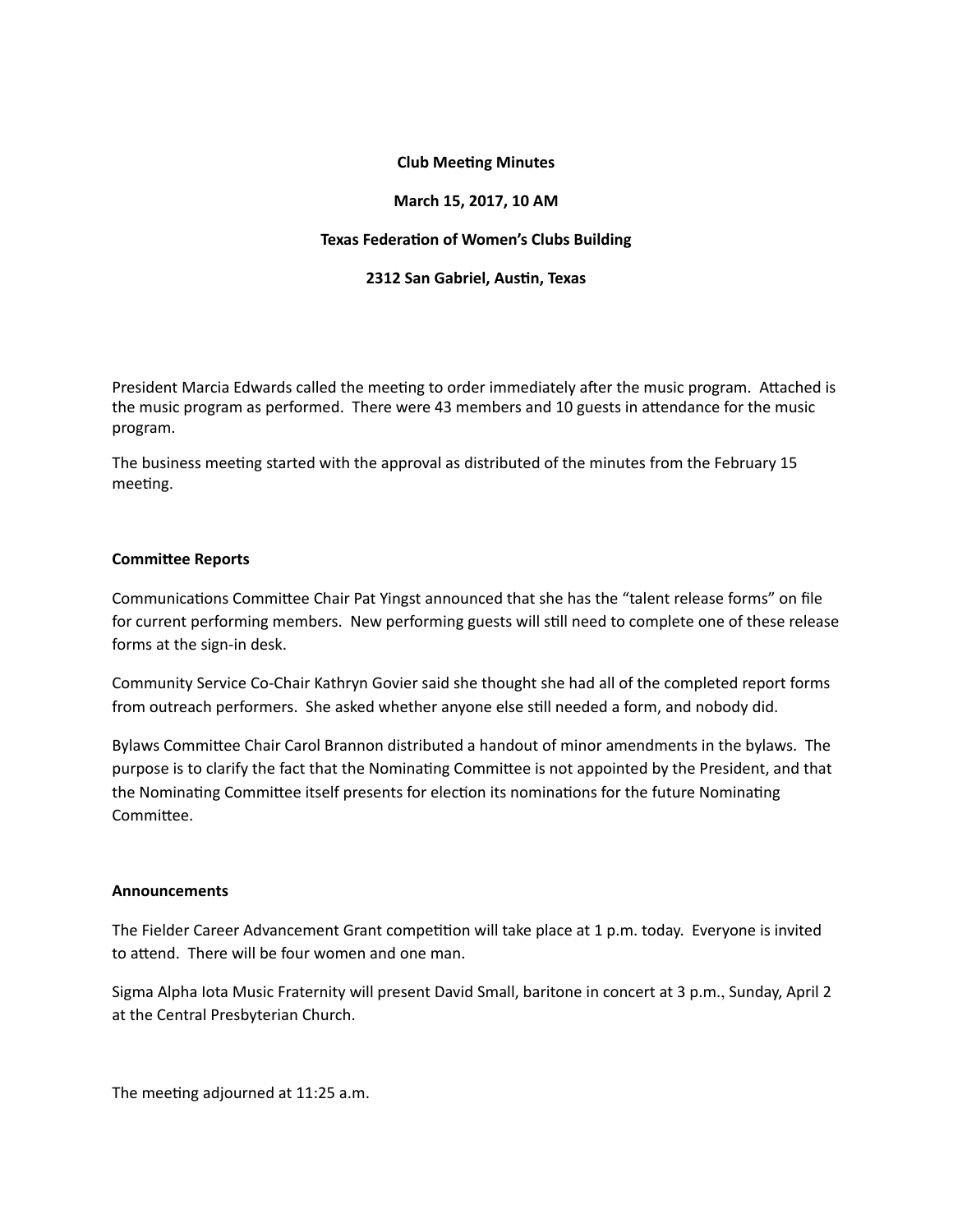**Club Meeting Minutes**

**March 15, 2017, 10 AM**

**Texas Federation of Women's Clubs Building**

**2312 San Gabriel, Austin, Texas**

President Marcia Edwards called the meeting to order immediately after the music program. Attached is the music program as performed. There were 43 members and 10 guests in attendance for the music program.

The business meeting started with the approval as distributed of the minutes from the February 15 meeting.

**Committee Reports**

Communications Committee Chair Pat Yingst announced that she has the "talent release forms" on file for current performing members. New performing guests will still need to complete one of these release forms at the sign-in desk.

Community Service Co-Chair Kathryn Govier said she thought she had all of the completed report forms from outreach performers. She asked whether anyone else still needed a form, and nobody did.

Bylaws Committee Chair Carol Brannon distributed a handout of minor amendments in the bylaws. The purpose is to clarify the fact that the Nominating Committee is not appointed by the President, and that the Nominating Committee itself presents for election its nominations for the future Nominating Committee.

**Announcements**

The Fielder Career Advancement Grant competition will take place at 1 p.m. today. Everyone is invited to attend. There will be four women and one man.

Sigma Alpha Iota Music Fraternity will present David Small, baritone in concert at 3 p.m., Sunday, April 2 at the Central Presbyterian Church.

The meeting adjourned at 11:25 a.m.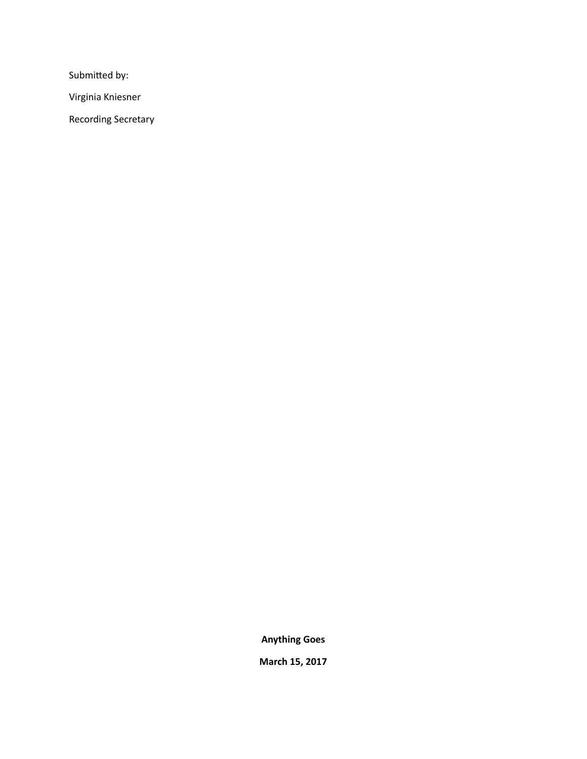Submitted by:

Virginia Kniesner

Recording Secretary

**Anything Goes**

**March 15, 2017**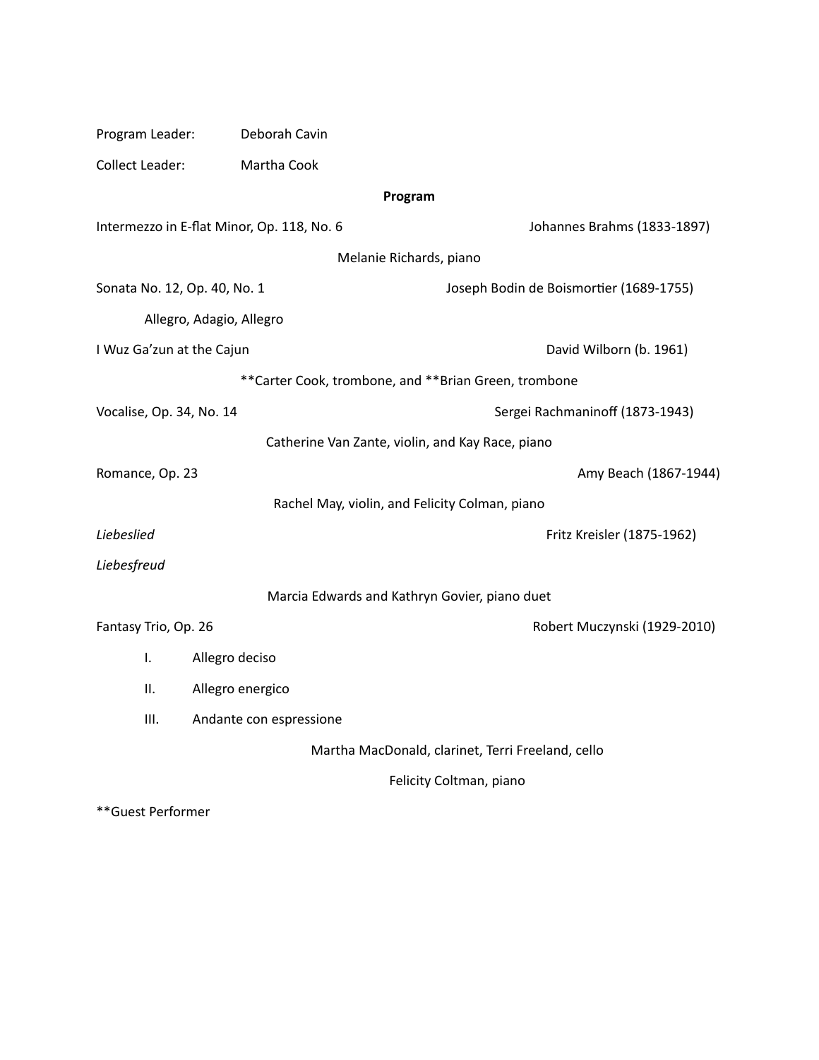Program Leader: Deborah Cavin

Collect Leader: Martha Cook

**Program**

Intermezzo in E-flat Minor, Op. 118, No. 6 — Johannes Brahms (1833-1897)

Melanie Richards, piano

Sonata No. 12, Op. 40, No. 1 — Joseph Bodin de Boismortier (1689-1755)

Allegro, Adagio, Allegro

I Wuz Ga'zun at the Cajun — David Wilborn (b. 1961)

**Carter Cook, trombone, and **Brian Green, trombone

Vocalise, Op. 34, No. 14 — Sergei Rachmaninoff (1873-1943)

Catherine Van Zante, violin, and Kay Race, piano

Romance, Op. 23 — Amy Beach (1867-1944)

Rachel May, violin, and Felicity Colman, piano

*Liebeslied* — Fritz Kreisler (1875-1962)

*Liebesfreud*

Marcia Edwards and Kathryn Govier, piano duet

Fantasy Trio, Op. 26 — Robert Muczynski (1929-2010)

I. Allegro deciso

II. Allegro energico

III. Andante con espressione

Martha MacDonald, clarinet, Terri Freeland, cello

Felicity Coltman, piano

**Guest Performer